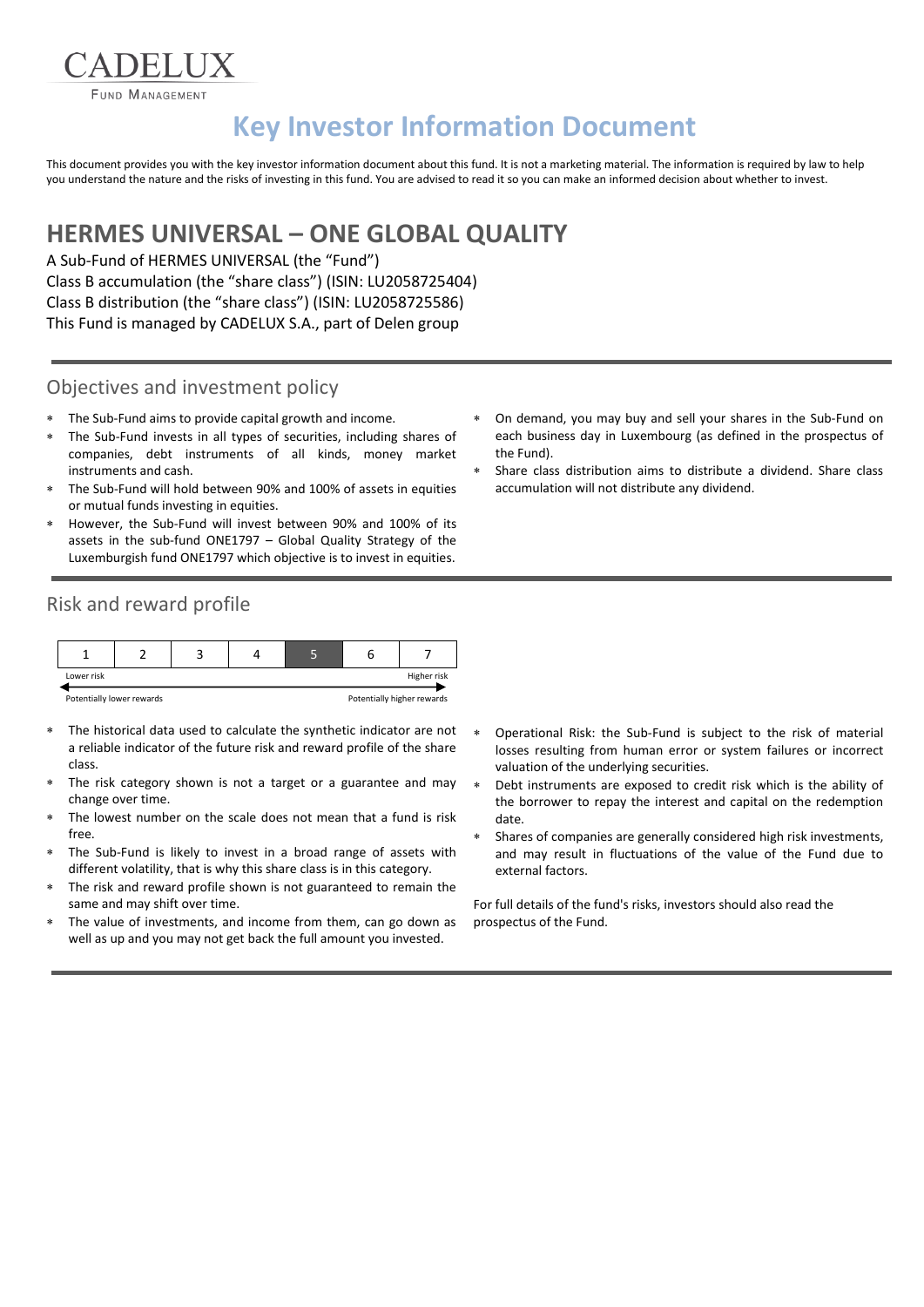CADELUX

FUND MANAGEMENT

# Key Investor Information Document

This document provides you with the key investor information document about this fund. It is not a marketing material. The information is required by law to help you understand the nature and the risks of investing in this fund. You are advised to read it so you can make an informed decision about whether to invest.

## HERMES UNIVERSAL – ONE GLOBAL QUALITY

A Sub-Fund of HERMES UNIVERSAL (the "Fund")
Class B accumulation (the "share class") (ISIN: LU2058725404)
Class B distribution (the "share class") (ISIN: LU2058725586)
This Fund is managed by CADELUX S.A., part of Delen group

## Objectives and investment policy

- The Sub-Fund aims to provide capital growth and income.
- The Sub-Fund invests in all types of securities, including shares of companies, debt instruments of all kinds, money market instruments and cash.
- The Sub-Fund will hold between 90% and 100% of assets in equities or mutual funds investing in equities.
- However, the Sub-Fund will invest between 90% and 100% of its assets in the sub-fund ONE1797 – Global Quality Strategy of the Luxemburgish fund ONE1797 which objective is to invest in equities.
- On demand, you may buy and sell your shares in the Sub-Fund on each business day in Luxembourg (as defined in the prospectus of the Fund).
- Share class distribution aims to distribute a dividend. Share class accumulation will not distribute any dividend.

## Risk and reward profile

| 1 | 2 | 3 | 4 | **5** | 6 | 7 |
|---|---|---|---|---|---|---|

Lower risk — Higher risk

Potentially lower rewards — Potentially higher rewards

- The historical data used to calculate the synthetic indicator are not a reliable indicator of the future risk and reward profile of the share class.
- The risk category shown is not a target or a guarantee and may change over time.
- The lowest number on the scale does not mean that a fund is risk free.
- The Sub-Fund is likely to invest in a broad range of assets with different volatility, that is why this share class is in this category.
- The risk and reward profile shown is not guaranteed to remain the same and may shift over time.
- The value of investments, and income from them, can go down as well as up and you may not get back the full amount you invested.
- Operational Risk: the Sub-Fund is subject to the risk of material losses resulting from human error or system failures or incorrect valuation of the underlying securities.
- Debt instruments are exposed to credit risk which is the ability of the borrower to repay the interest and capital on the redemption date.
- Shares of companies are generally considered high risk investments, and may result in fluctuations of the value of the Fund due to external factors.

For full details of the fund's risks, investors should also read the prospectus of the Fund.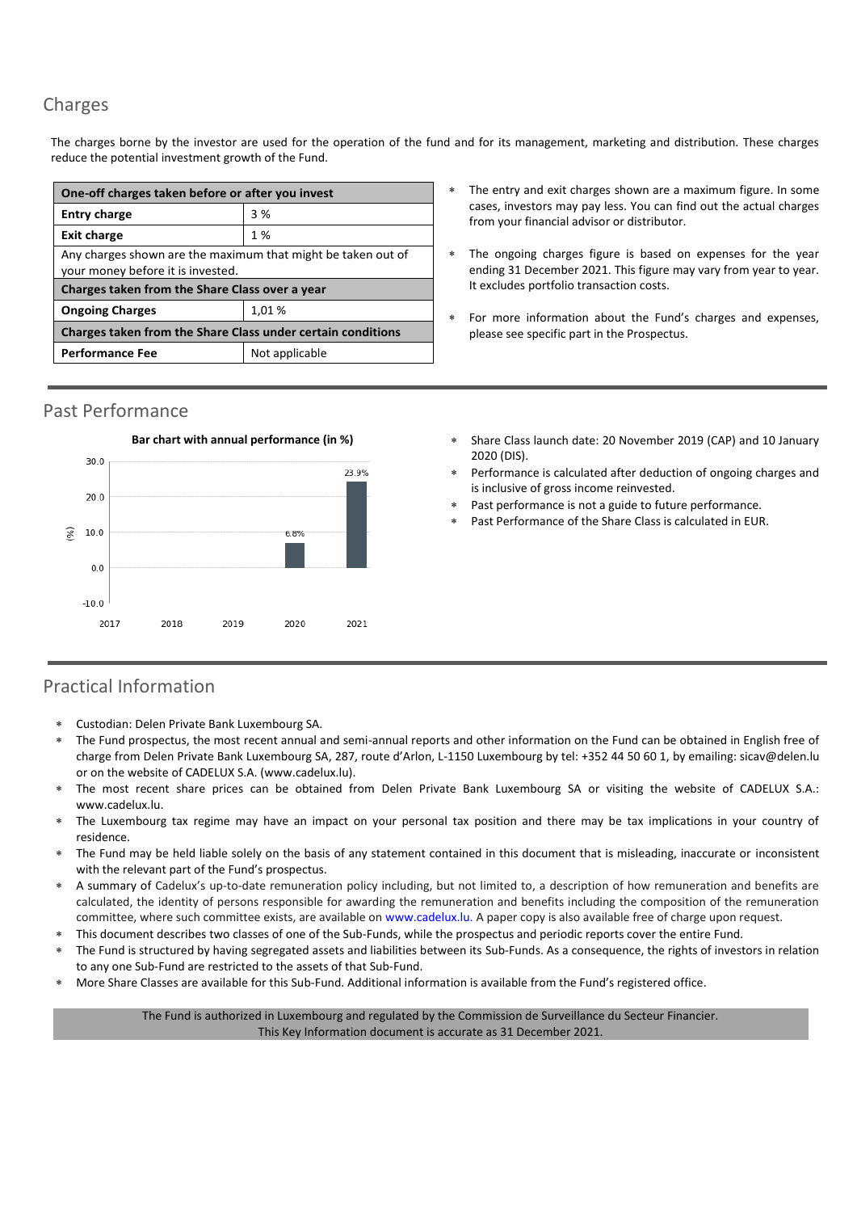## Charges

The charges borne by the investor are used for the operation of the fund and for its management, marketing and distribution. These charges reduce the potential investment growth of the Fund.

| One-off charges taken before or after you invest | |
|---|---|
| **Entry charge** | 3 % |
| **Exit charge** | 1 % |
| Any charges shown are the maximum that might be taken out of your money before it is invested. | |
| **Charges taken from the Share Class over a year** | |
| **Ongoing Charges** | 1,01 % |
| **Charges taken from the Share Class under certain conditions** | |
| **Performance Fee** | Not applicable |

* The entry and exit charges shown are a maximum figure. In some cases, investors may pay less. You can find out the actual charges from your financial advisor or distributor.
* The ongoing charges figure is based on expenses for the year ending 31 December 2021. This figure may vary from year to year. It excludes portfolio transaction costs.
* For more information about the Fund's charges and expenses, please see specific part in the Prospectus.

## Past Performance

**Bar chart with annual performance (in %)**

(%)

30.0

20.0

10.0

0.0

-10.0

2017 2018 2019 2020 2021

6.8%

23.9%

* Share Class launch date: 20 November 2019 (CAP) and 10 January 2020 (DIS).
* Performance is calculated after deduction of ongoing charges and is inclusive of gross income reinvested.
* Past performance is not a guide to future performance.
* Past Performance of the Share Class is calculated in EUR.

## Practical Information

* Custodian: Delen Private Bank Luxembourg SA.
* The Fund prospectus, the most recent annual and semi-annual reports and other information on the Fund can be obtained in English free of charge from Delen Private Bank Luxembourg SA, 287, route d'Arlon, L-1150 Luxembourg by tel: +352 44 50 60 1, by emailing: sicav@delen.lu or on the website of CADELUX S.A. (www.cadelux.lu).
* The most recent share prices can be obtained from Delen Private Bank Luxembourg SA or visiting the website of CADELUX S.A.: www.cadelux.lu.
* The Luxembourg tax regime may have an impact on your personal tax position and there may be tax implications in your country of residence.
* The Fund may be held liable solely on the basis of any statement contained in this document that is misleading, inaccurate or inconsistent with the relevant part of the Fund's prospectus.
* A summary of Cadelux's up-to-date remuneration policy including, but not limited to, a description of how remuneration and benefits are calculated, the identity of persons responsible for awarding the remuneration and benefits including the composition of the remuneration committee, where such committee exists, are available on www.cadelux.lu. A paper copy is also available free of charge upon request.
* This document describes two classes of one of the Sub-Funds, while the prospectus and periodic reports cover the entire Fund.
* The Fund is structured by having segregated assets and liabilities between its Sub-Funds. As a consequence, the rights of investors in relation to any one Sub-Fund are restricted to the assets of that Sub-Fund.
* More Share Classes are available for this Sub-Fund. Additional information is available from the Fund's registered office.

The Fund is authorized in Luxembourg and regulated by the Commission de Surveillance du Secteur Financier.
This Key Information document is accurate as 31 December 2021.